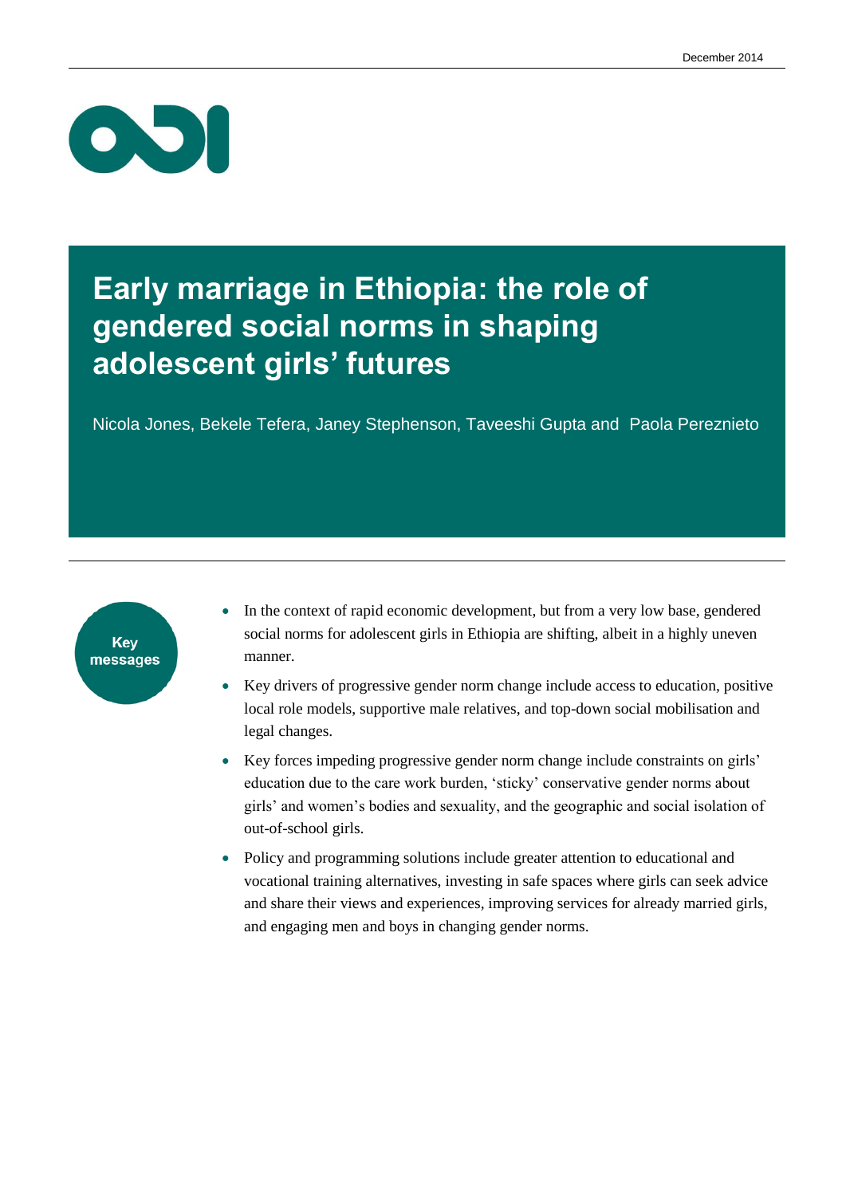December 2014

# Early marriage in Ethiopia: the role of gendered social norms in shaping adolescent girls' futures

Nicola Jones, Bekele Tefera, Janey Stephenson, Taveeshi Gupta and Paola Pereznieto

## Key messages

- In the context of rapid economic development, but from a very low base, gendered social norms for adolescent girls in Ethiopia are shifting, albeit in a highly uneven manner.
- Key drivers of progressive gender norm change include access to education, positive local role models, supportive male relatives, and top-down social mobilisation and legal changes.
- Key forces impeding progressive gender norm change include constraints on girls' education due to the care work burden, 'sticky' conservative gender norms about girls' and women's bodies and sexuality, and the geographic and social isolation of out-of-school girls.
- Policy and programming solutions include greater attention to educational and vocational training alternatives, investing in safe spaces where girls can seek advice and share their views and experiences, improving services for already married girls, and engaging men and boys in changing gender norms.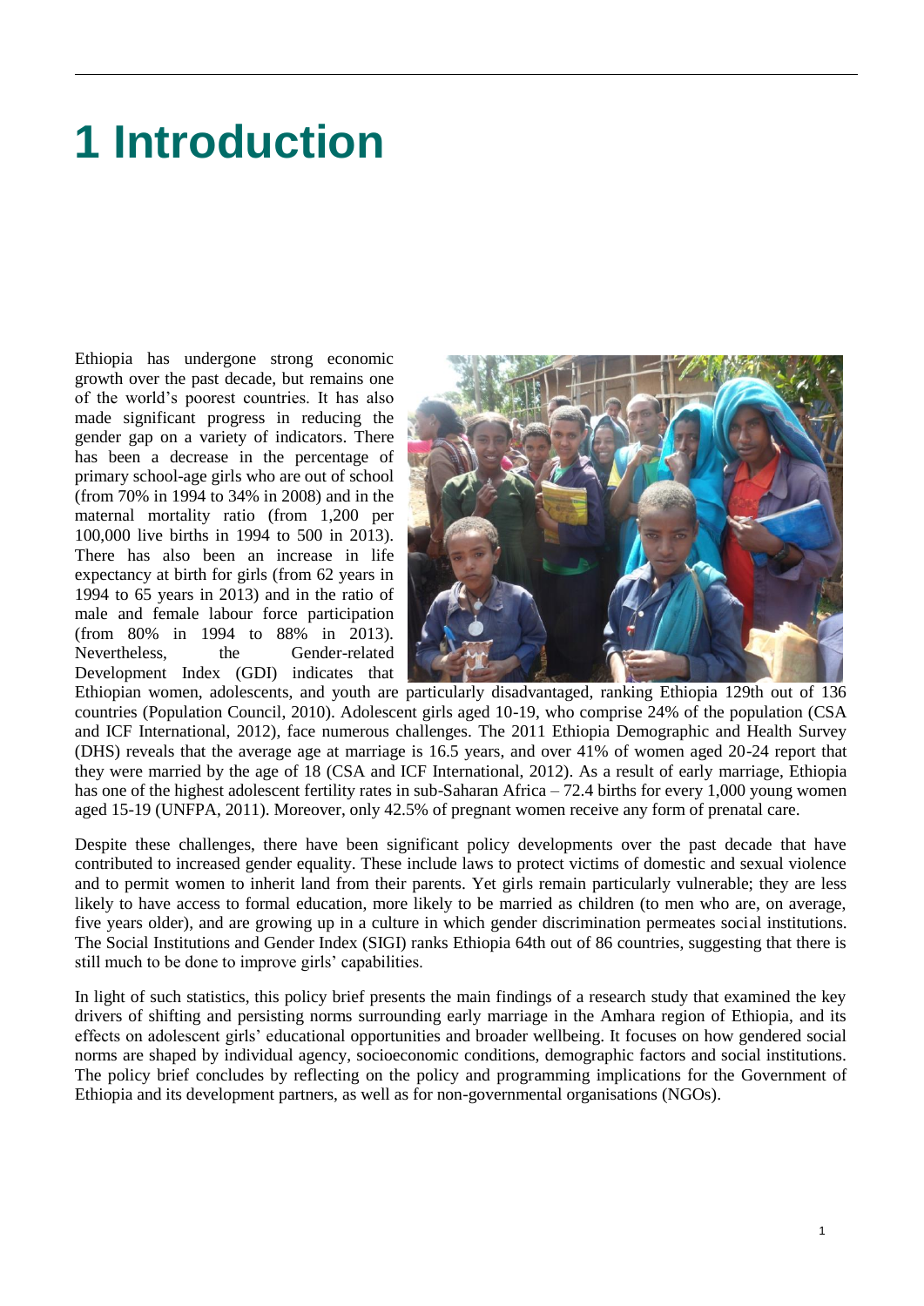# 1 Introduction

Ethiopia has undergone strong economic growth over the past decade, but remains one of the world's poorest countries. It has also made significant progress in reducing the gender gap on a variety of indicators. There has been a decrease in the percentage of primary school-age girls who are out of school (from 70% in 1994 to 34% in 2008) and in the maternal mortality ratio (from 1,200 per 100,000 live births in 1994 to 500 in 2013). There has also been an increase in life expectancy at birth for girls (from 62 years in 1994 to 65 years in 2013) and in the ratio of male and female labour force participation (from 80% in 1994 to 88% in 2013). Nevertheless, the Gender-related Development Index (GDI) indicates that Ethiopian women, adolescents, and youth are particularly disadvantaged, ranking Ethiopia 129th out of 136 countries (Population Council, 2010). Adolescent girls aged 10-19, who comprise 24% of the population (CSA and ICF International, 2012), face numerous challenges. The 2011 Ethiopia Demographic and Health Survey (DHS) reveals that the average age at marriage is 16.5 years, and over 41% of women aged 20-24 report that they were married by the age of 18 (CSA and ICF International, 2012). As a result of early marriage, Ethiopia has one of the highest adolescent fertility rates in sub-Saharan Africa – 72.4 births for every 1,000 young women aged 15-19 (UNFPA, 2011). Moreover, only 42.5% of pregnant women receive any form of prenatal care.

Despite these challenges, there have been significant policy developments over the past decade that have contributed to increased gender equality. These include laws to protect victims of domestic and sexual violence and to permit women to inherit land from their parents. Yet girls remain particularly vulnerable; they are less likely to have access to formal education, more likely to be married as children (to men who are, on average, five years older), and are growing up in a culture in which gender discrimination permeates social institutions. The Social Institutions and Gender Index (SIGI) ranks Ethiopia 64th out of 86 countries, suggesting that there is still much to be done to improve girls' capabilities.

In light of such statistics, this policy brief presents the main findings of a research study that examined the key drivers of shifting and persisting norms surrounding early marriage in the Amhara region of Ethiopia, and its effects on adolescent girls' educational opportunities and broader wellbeing. It focuses on how gendered social norms are shaped by individual agency, socioeconomic conditions, demographic factors and social institutions. The policy brief concludes by reflecting on the policy and programming implications for the Government of Ethiopia and its development partners, as well as for non-governmental organisations (NGOs).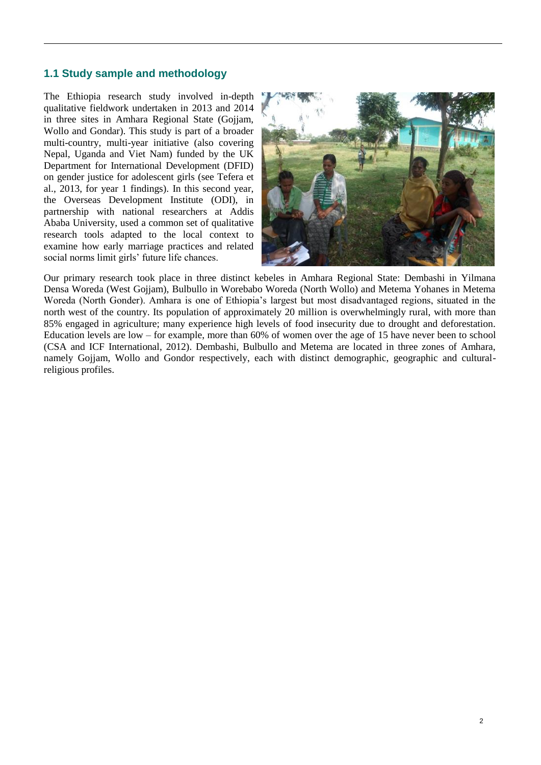## 1.1 Study sample and methodology

The Ethiopia research study involved in-depth qualitative fieldwork undertaken in 2013 and 2014 in three sites in Amhara Regional State (Gojjam, Wollo and Gondar). This study is part of a broader multi-country, multi-year initiative (also covering Nepal, Uganda and Viet Nam) funded by the UK Department for International Development (DFID) on gender justice for adolescent girls (see Tefera et al., 2013, for year 1 findings). In this second year, the Overseas Development Institute (ODI), in partnership with national researchers at Addis Ababa University, used a common set of qualitative research tools adapted to the local context to examine how early marriage practices and related social norms limit girls' future life chances.

Our primary research took place in three distinct kebeles in Amhara Regional State: Dembashi in Yilmana Densa Woreda (West Gojjam), Bulbullo in Worebabo Woreda (North Wollo) and Metema Yohanes in Metema Woreda (North Gonder). Amhara is one of Ethiopia's largest but most disadvantaged regions, situated in the north west of the country. Its population of approximately 20 million is overwhelmingly rural, with more than 85% engaged in agriculture; many experience high levels of food insecurity due to drought and deforestation. Education levels are low – for example, more than 60% of women over the age of 15 have never been to school (CSA and ICF International, 2012). Dembashi, Bulbullo and Metema are located in three zones of Amhara, namely Gojjam, Wollo and Gondor respectively, each with distinct demographic, geographic and cultural-religious profiles.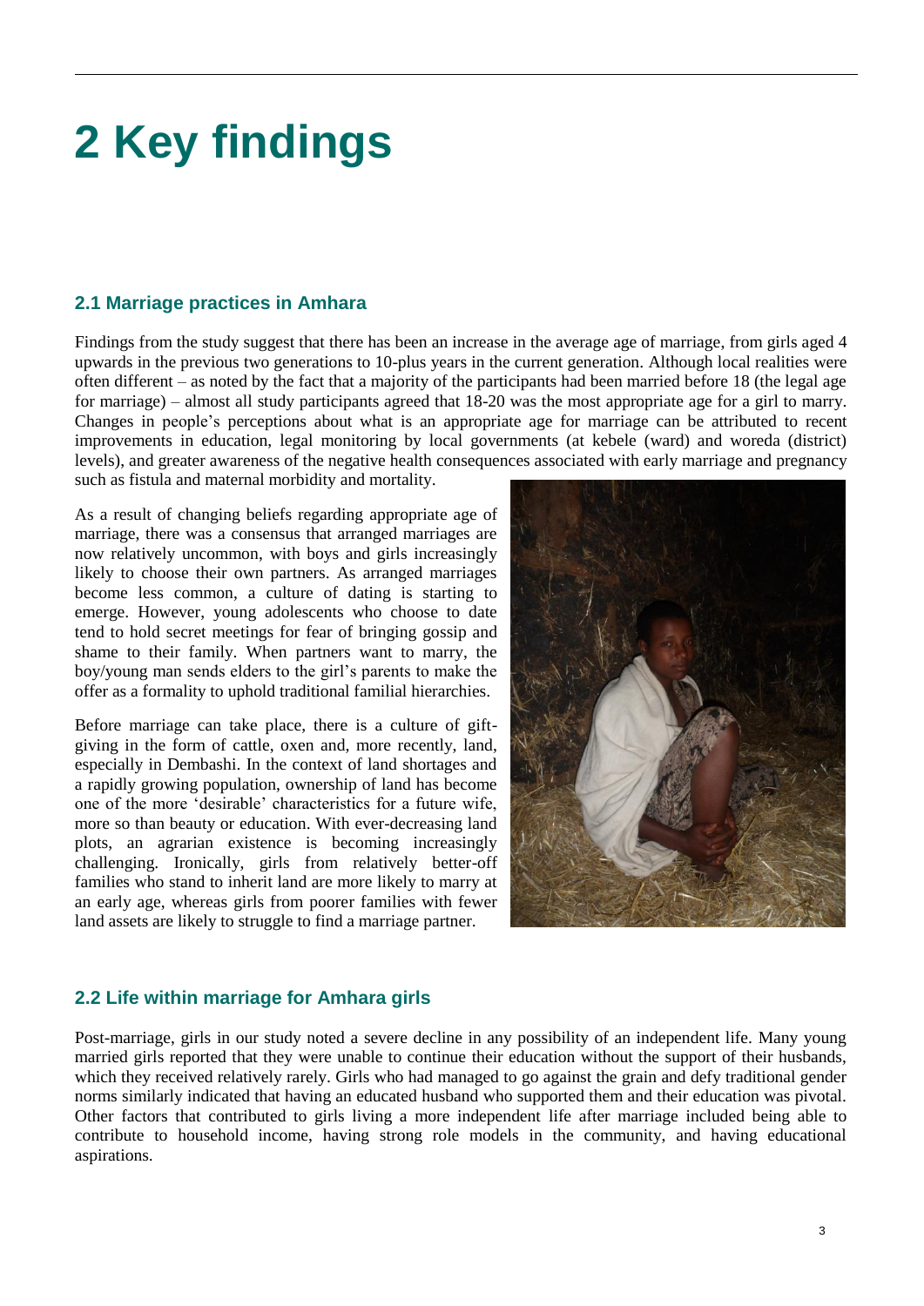# 2 Key findings

## 2.1 Marriage practices in Amhara

Findings from the study suggest that there has been an increase in the average age of marriage, from girls aged 4 upwards in the previous two generations to 10-plus years in the current generation. Although local realities were often different – as noted by the fact that a majority of the participants had been married before 18 (the legal age for marriage) – almost all study participants agreed that 18-20 was the most appropriate age for a girl to marry. Changes in people's perceptions about what is an appropriate age for marriage can be attributed to recent improvements in education, legal monitoring by local governments (at kebele (ward) and woreda (district) levels), and greater awareness of the negative health consequences associated with early marriage and pregnancy such as fistula and maternal morbidity and mortality.

As a result of changing beliefs regarding appropriate age of marriage, there was a consensus that arranged marriages are now relatively uncommon, with boys and girls increasingly likely to choose their own partners. As arranged marriages become less common, a culture of dating is starting to emerge. However, young adolescents who choose to date tend to hold secret meetings for fear of bringing gossip and shame to their family. When partners want to marry, the boy/young man sends elders to the girl's parents to make the offer as a formality to uphold traditional familial hierarchies.

Before marriage can take place, there is a culture of gift-giving in the form of cattle, oxen and, more recently, land, especially in Dembashi. In the context of land shortages and a rapidly growing population, ownership of land has become one of the more 'desirable' characteristics for a future wife, more so than beauty or education. With ever-decreasing land plots, an agrarian existence is becoming increasingly challenging. Ironically, girls from relatively better-off families who stand to inherit land are more likely to marry at an early age, whereas girls from poorer families with fewer land assets are likely to struggle to find a marriage partner.

## 2.2 Life within marriage for Amhara girls

Post-marriage, girls in our study noted a severe decline in any possibility of an independent life. Many young married girls reported that they were unable to continue their education without the support of their husbands, which they received relatively rarely. Girls who had managed to go against the grain and defy traditional gender norms similarly indicated that having an educated husband who supported them and their education was pivotal. Other factors that contributed to girls living a more independent life after marriage included being able to contribute to household income, having strong role models in the community, and having educational aspirations.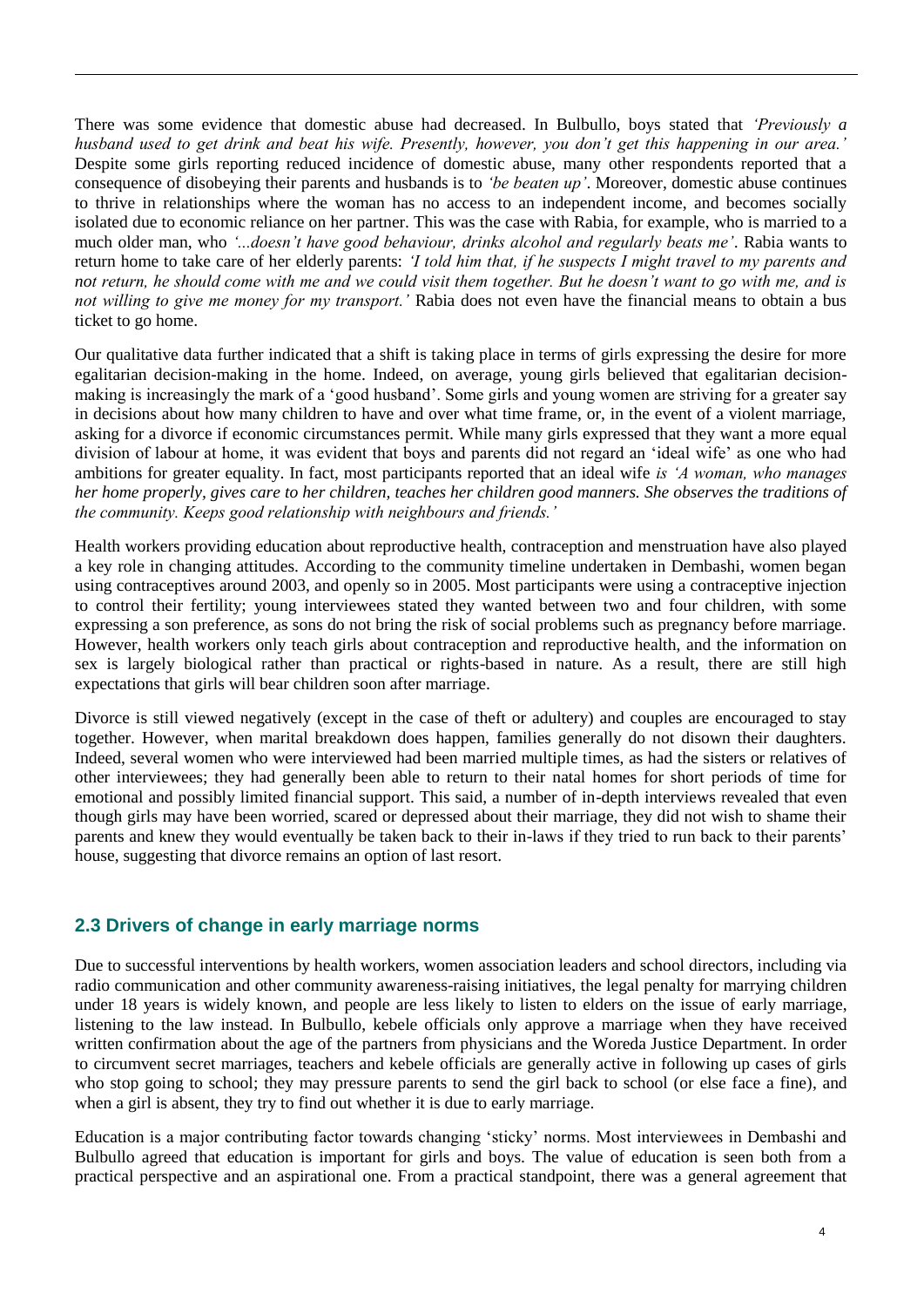There was some evidence that domestic abuse had decreased. In Bulbullo, boys stated that *'Previously a husband used to get drink and beat his wife. Presently, however, you don't get this happening in our area.'* Despite some girls reporting reduced incidence of domestic abuse, many other respondents reported that a consequence of disobeying their parents and husbands is to *'be beaten up'*. Moreover, domestic abuse continues to thrive in relationships where the woman has no access to an independent income, and becomes socially isolated due to economic reliance on her partner. This was the case with Rabia, for example, who is married to a much older man, who *'...doesn't have good behaviour, drinks alcohol and regularly beats me'*. Rabia wants to return home to take care of her elderly parents: *'I told him that, if he suspects I might travel to my parents and not return, he should come with me and we could visit them together. But he doesn't want to go with me, and is not willing to give me money for my transport.'* Rabia does not even have the financial means to obtain a bus ticket to go home.

Our qualitative data further indicated that a shift is taking place in terms of girls expressing the desire for more egalitarian decision-making in the home. Indeed, on average, young girls believed that egalitarian decision-making is increasingly the mark of a 'good husband'. Some girls and young women are striving for a greater say in decisions about how many children to have and over what time frame, or, in the event of a violent marriage, asking for a divorce if economic circumstances permit. While many girls expressed that they want a more equal division of labour at home, it was evident that boys and parents did not regard an 'ideal wife' as one who had ambitions for greater equality. In fact, most participants reported that an ideal wife *is 'A woman, who manages her home properly, gives care to her children, teaches her children good manners. She observes the traditions of the community. Keeps good relationship with neighbours and friends.'*

Health workers providing education about reproductive health, contraception and menstruation have also played a key role in changing attitudes. According to the community timeline undertaken in Dembashi, women began using contraceptives around 2003, and openly so in 2005. Most participants were using a contraceptive injection to control their fertility; young interviewees stated they wanted between two and four children, with some expressing a son preference, as sons do not bring the risk of social problems such as pregnancy before marriage. However, health workers only teach girls about contraception and reproductive health, and the information on sex is largely biological rather than practical or rights-based in nature. As a result, there are still high expectations that girls will bear children soon after marriage.

Divorce is still viewed negatively (except in the case of theft or adultery) and couples are encouraged to stay together. However, when marital breakdown does happen, families generally do not disown their daughters. Indeed, several women who were interviewed had been married multiple times, as had the sisters or relatives of other interviewees; they had generally been able to return to their natal homes for short periods of time for emotional and possibly limited financial support. This said, a number of in-depth interviews revealed that even though girls may have been worried, scared or depressed about their marriage, they did not wish to shame their parents and knew they would eventually be taken back to their in-laws if they tried to run back to their parents' house, suggesting that divorce remains an option of last resort.

## 2.3 Drivers of change in early marriage norms

Due to successful interventions by health workers, women association leaders and school directors, including via radio communication and other community awareness-raising initiatives, the legal penalty for marrying children under 18 years is widely known, and people are less likely to listen to elders on the issue of early marriage, listening to the law instead. In Bulbullo, kebele officials only approve a marriage when they have received written confirmation about the age of the partners from physicians and the Woreda Justice Department. In order to circumvent secret marriages, teachers and kebele officials are generally active in following up cases of girls who stop going to school; they may pressure parents to send the girl back to school (or else face a fine), and when a girl is absent, they try to find out whether it is due to early marriage.

Education is a major contributing factor towards changing 'sticky' norms. Most interviewees in Dembashi and Bulbullo agreed that education is important for girls and boys. The value of education is seen both from a practical perspective and an aspirational one. From a practical standpoint, there was a general agreement that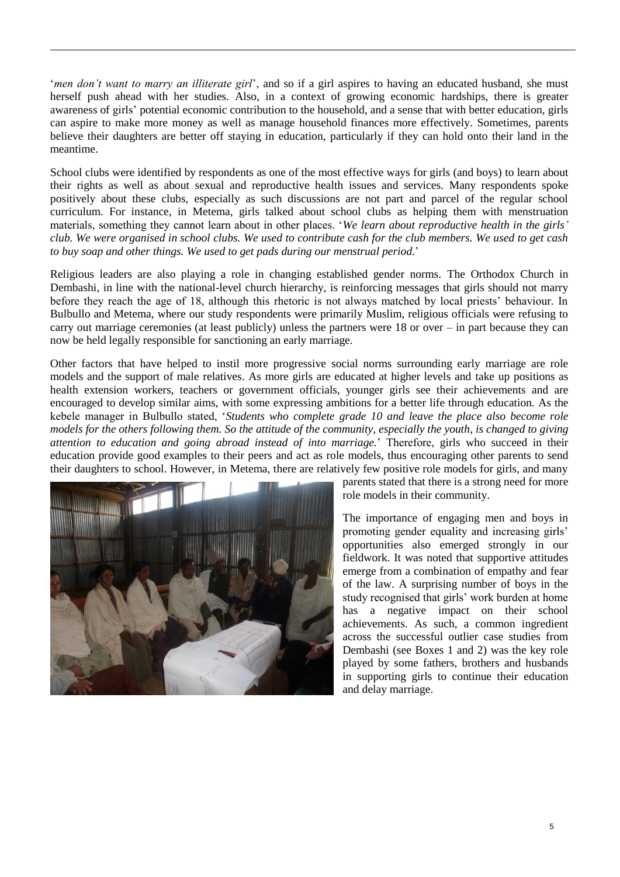'*men don't want to marry an illiterate girl*', and so if a girl aspires to having an educated husband, she must herself push ahead with her studies. Also, in a context of growing economic hardships, there is greater awareness of girls' potential economic contribution to the household, and a sense that with better education, girls can aspire to make more money as well as manage household finances more effectively. Sometimes, parents believe their daughters are better off staying in education, particularly if they can hold onto their land in the meantime.

School clubs were identified by respondents as one of the most effective ways for girls (and boys) to learn about their rights as well as about sexual and reproductive health issues and services. Many respondents spoke positively about these clubs, especially as such discussions are not part and parcel of the regular school curriculum. For instance, in Metema, girls talked about school clubs as helping them with menstruation materials, something they cannot learn about in other places. '*We learn about reproductive health in the girls' club. We were organised in school clubs. We used to contribute cash for the club members. We used to get cash to buy soap and other things. We used to get pads during our menstrual period.*'

Religious leaders are also playing a role in changing established gender norms. The Orthodox Church in Dembashi, in line with the national-level church hierarchy, is reinforcing messages that girls should not marry before they reach the age of 18, although this rhetoric is not always matched by local priests' behaviour. In Bulbullo and Metema, where our study respondents were primarily Muslim, religious officials were refusing to carry out marriage ceremonies (at least publicly) unless the partners were 18 or over – in part because they can now be held legally responsible for sanctioning an early marriage.

Other factors that have helped to instil more progressive social norms surrounding early marriage are role models and the support of male relatives. As more girls are educated at higher levels and take up positions as health extension workers, teachers or government officials, younger girls see their achievements and are encouraged to develop similar aims, with some expressing ambitions for a better life through education. As the kebele manager in Bulbullo stated, '*Students who complete grade 10 and leave the place also become role models for the others following them. So the attitude of the community, especially the youth, is changed to giving attention to education and going abroad instead of into marriage.*' Therefore, girls who succeed in their education provide good examples to their peers and act as role models, thus encouraging other parents to send their daughters to school. However, in Metema, there are relatively few positive role models for girls, and many parents stated that there is a strong need for more role models in their community.

The importance of engaging men and boys in promoting gender equality and increasing girls' opportunities also emerged strongly in our fieldwork. It was noted that supportive attitudes emerge from a combination of empathy and fear of the law. A surprising number of boys in the study recognised that girls' work burden at home has a negative impact on their school achievements. As such, a common ingredient across the successful outlier case studies from Dembashi (see Boxes 1 and 2) was the key role played by some fathers, brothers and husbands in supporting girls to continue their education and delay marriage.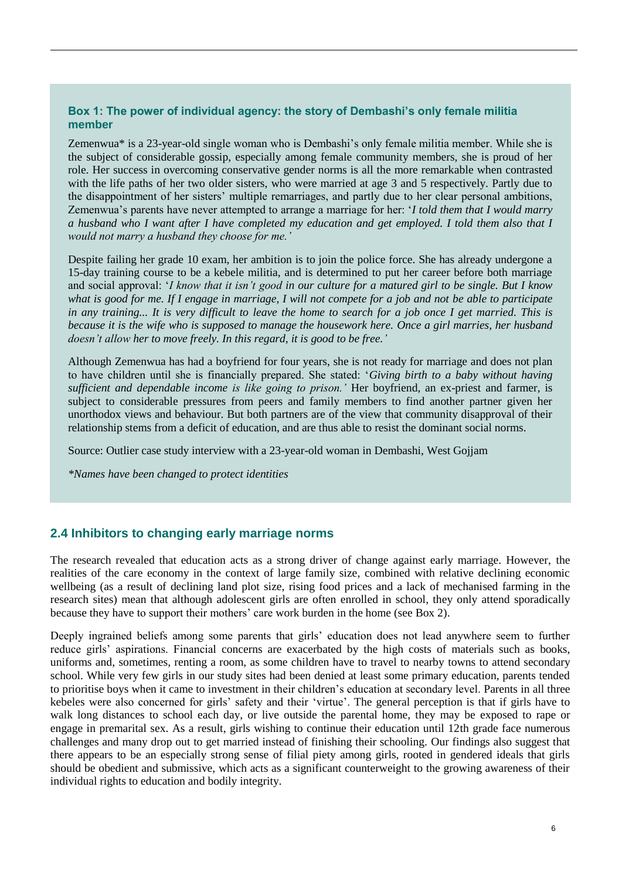### Box 1: The power of individual agency: the story of Dembashi's only female militia member

Zemenwua* is a 23-year-old single woman who is Dembashi's only female militia member. While she is the subject of considerable gossip, especially among female community members, she is proud of her role. Her success in overcoming conservative gender norms is all the more remarkable when contrasted with the life paths of her two older sisters, who were married at age 3 and 5 respectively. Partly due to the disappointment of her sisters' multiple remarriages, and partly due to her clear personal ambitions, Zemenwua's parents have never attempted to arrange a marriage for her: '*I told them that I would marry a husband who I want after I have completed my education and get employed. I told them also that I would not marry a husband they choose for me.'*

Despite failing her grade 10 exam, her ambition is to join the police force. She has already undergone a 15-day training course to be a kebele militia, and is determined to put her career before both marriage and social approval: '*I know that it isn't good in our culture for a matured girl to be single. But I know what is good for me. If I engage in marriage, I will not compete for a job and not be able to participate in any training... It is very difficult to leave the home to search for a job once I get married. This is because it is the wife who is supposed to manage the housework here. Once a girl marries, her husband doesn't allow her to move freely. In this regard, it is good to be free.'*

Although Zemenwua has had a boyfriend for four years, she is not ready for marriage and does not plan to have children until she is financially prepared. She stated: '*Giving birth to a baby without having sufficient and dependable income is like going to prison.'* Her boyfriend, an ex-priest and farmer, is subject to considerable pressures from peers and family members to find another partner given her unorthodox views and behaviour. But both partners are of the view that community disapproval of their relationship stems from a deficit of education, and are thus able to resist the dominant social norms.

Source: Outlier case study interview with a 23-year-old woman in Dembashi, West Gojjam

*\*Names have been changed to protect identities*

## 2.4 Inhibitors to changing early marriage norms

The research revealed that education acts as a strong driver of change against early marriage. However, the realities of the care economy in the context of large family size, combined with relative declining economic wellbeing (as a result of declining land plot size, rising food prices and a lack of mechanised farming in the research sites) mean that although adolescent girls are often enrolled in school, they only attend sporadically because they have to support their mothers' care work burden in the home (see Box 2).

Deeply ingrained beliefs among some parents that girls' education does not lead anywhere seem to further reduce girls' aspirations. Financial concerns are exacerbated by the high costs of materials such as books, uniforms and, sometimes, renting a room, as some children have to travel to nearby towns to attend secondary school. While very few girls in our study sites had been denied at least some primary education, parents tended to prioritise boys when it came to investment in their children's education at secondary level. Parents in all three kebeles were also concerned for girls' safety and their 'virtue'. The general perception is that if girls have to walk long distances to school each day, or live outside the parental home, they may be exposed to rape or engage in premarital sex. As a result, girls wishing to continue their education until 12th grade face numerous challenges and many drop out to get married instead of finishing their schooling. Our findings also suggest that there appears to be an especially strong sense of filial piety among girls, rooted in gendered ideals that girls should be obedient and submissive, which acts as a significant counterweight to the growing awareness of their individual rights to education and bodily integrity.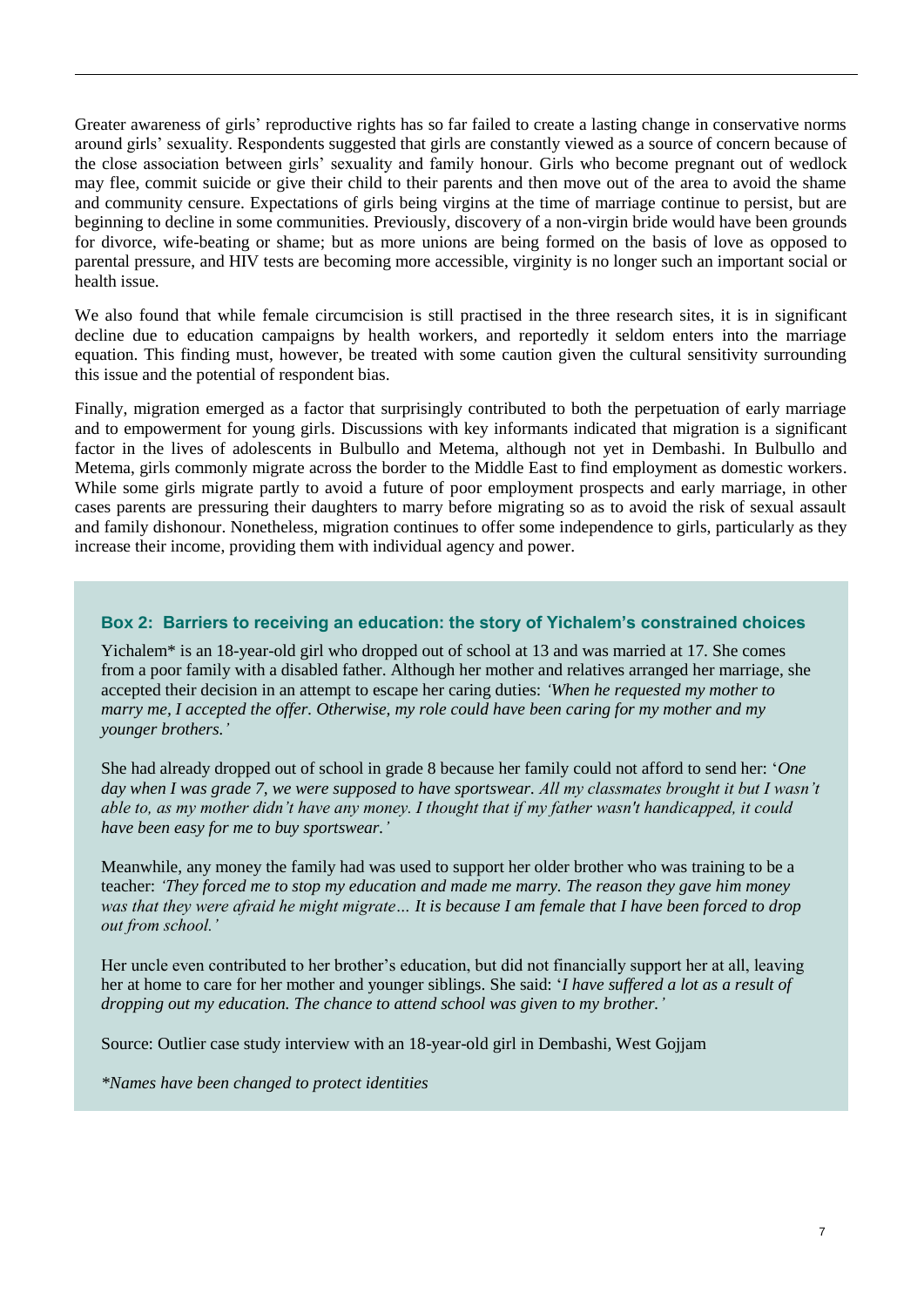Greater awareness of girls' reproductive rights has so far failed to create a lasting change in conservative norms around girls' sexuality. Respondents suggested that girls are constantly viewed as a source of concern because of the close association between girls' sexuality and family honour. Girls who become pregnant out of wedlock may flee, commit suicide or give their child to their parents and then move out of the area to avoid the shame and community censure. Expectations of girls being virgins at the time of marriage continue to persist, but are beginning to decline in some communities. Previously, discovery of a non-virgin bride would have been grounds for divorce, wife-beating or shame; but as more unions are being formed on the basis of love as opposed to parental pressure, and HIV tests are becoming more accessible, virginity is no longer such an important social or health issue.

We also found that while female circumcision is still practised in the three research sites, it is in significant decline due to education campaigns by health workers, and reportedly it seldom enters into the marriage equation. This finding must, however, be treated with some caution given the cultural sensitivity surrounding this issue and the potential of respondent bias.

Finally, migration emerged as a factor that surprisingly contributed to both the perpetuation of early marriage and to empowerment for young girls. Discussions with key informants indicated that migration is a significant factor in the lives of adolescents in Bulbullo and Metema, although not yet in Dembashi. In Bulbullo and Metema, girls commonly migrate across the border to the Middle East to find employment as domestic workers. While some girls migrate partly to avoid a future of poor employment prospects and early marriage, in other cases parents are pressuring their daughters to marry before migrating so as to avoid the risk of sexual assault and family dishonour. Nonetheless, migration continues to offer some independence to girls, particularly as they increase their income, providing them with individual agency and power.

### Box 2: Barriers to receiving an education: the story of Yichalem's constrained choices

Yichalem* is an 18-year-old girl who dropped out of school at 13 and was married at 17. She comes from a poor family with a disabled father. Although her mother and relatives arranged her marriage, she accepted their decision in an attempt to escape her caring duties: *'When he requested my mother to marry me, I accepted the offer. Otherwise, my role could have been caring for my mother and my younger brothers.'*

She had already dropped out of school in grade 8 because her family could not afford to send her: '*One day when I was grade 7, we were supposed to have sportswear. All my classmates brought it but I wasn't able to, as my mother didn't have any money. I thought that if my father wasn't handicapped, it could have been easy for me to buy sportswear.'*

Meanwhile, any money the family had was used to support her older brother who was training to be a teacher: *'They forced me to stop my education and made me marry. The reason they gave him money was that they were afraid he might migrate… It is because I am female that I have been forced to drop out from school.'*

Her uncle even contributed to her brother's education, but did not financially support her at all, leaving her at home to care for her mother and younger siblings. She said: '*I have suffered a lot as a result of dropping out my education. The chance to attend school was given to my brother.'*

Source: Outlier case study interview with an 18-year-old girl in Dembashi, West Gojjam

*\*Names have been changed to protect identities*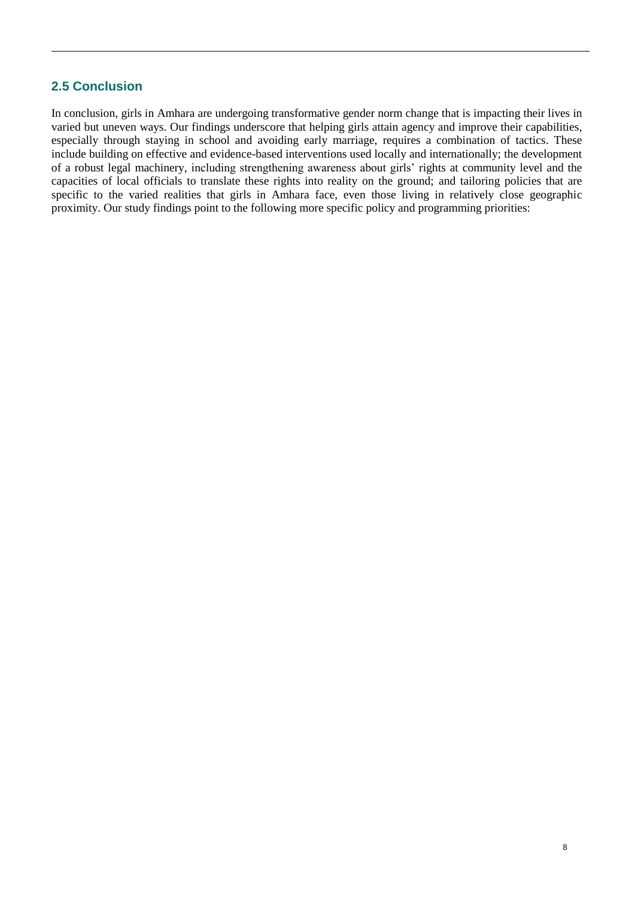## 2.5 Conclusion

In conclusion, girls in Amhara are undergoing transformative gender norm change that is impacting their lives in varied but uneven ways. Our findings underscore that helping girls attain agency and improve their capabilities, especially through staying in school and avoiding early marriage, requires a combination of tactics. These include building on effective and evidence-based interventions used locally and internationally; the development of a robust legal machinery, including strengthening awareness about girls' rights at community level and the capacities of local officials to translate these rights into reality on the ground; and tailoring policies that are specific to the varied realities that girls in Amhara face, even those living in relatively close geographic proximity. Our study findings point to the following more specific policy and programming priorities: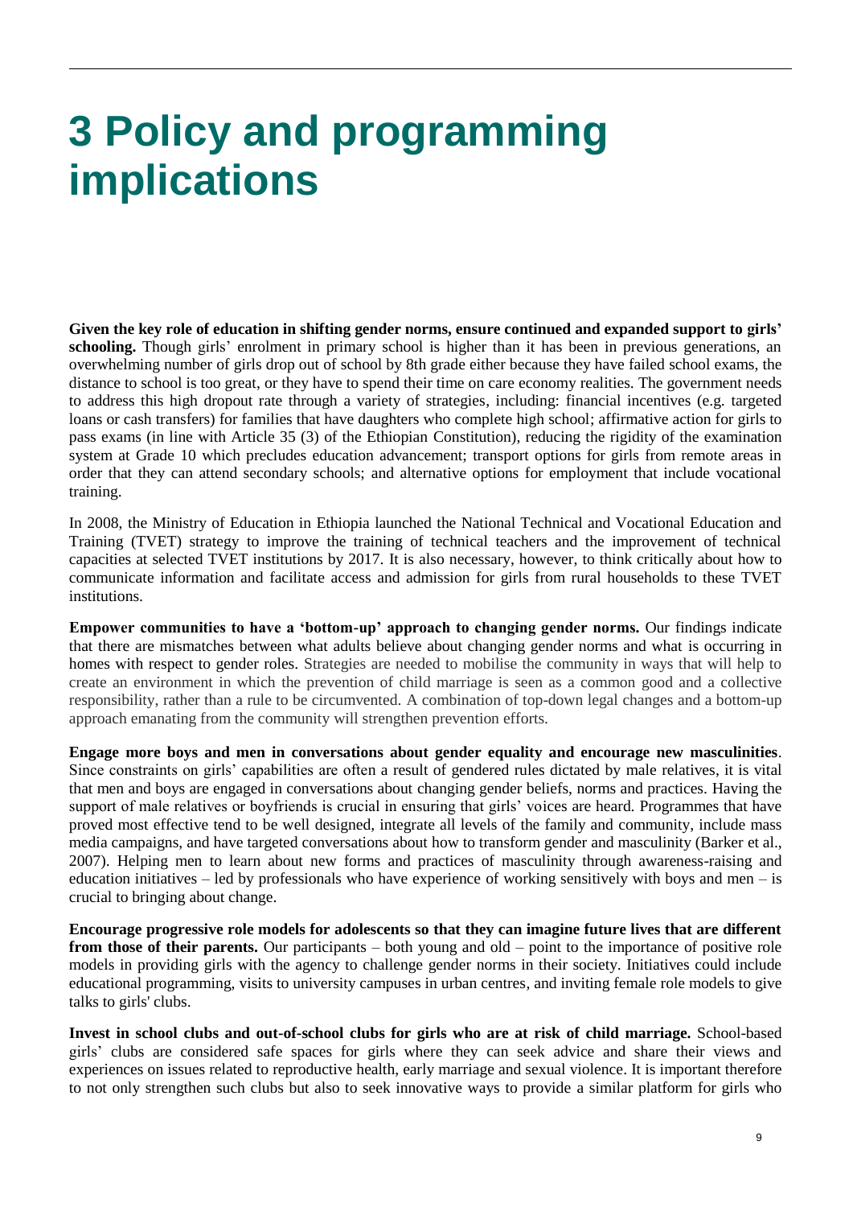# 3 Policy and programming implications

**Given the key role of education in shifting gender norms, ensure continued and expanded support to girls' schooling.** Though girls' enrolment in primary school is higher than it has been in previous generations, an overwhelming number of girls drop out of school by 8th grade either because they have failed school exams, the distance to school is too great, or they have to spend their time on care economy realities. The government needs to address this high dropout rate through a variety of strategies, including: financial incentives (e.g. targeted loans or cash transfers) for families that have daughters who complete high school; affirmative action for girls to pass exams (in line with Article 35 (3) of the Ethiopian Constitution), reducing the rigidity of the examination system at Grade 10 which precludes education advancement; transport options for girls from remote areas in order that they can attend secondary schools; and alternative options for employment that include vocational training.

In 2008, the Ministry of Education in Ethiopia launched the National Technical and Vocational Education and Training (TVET) strategy to improve the training of technical teachers and the improvement of technical capacities at selected TVET institutions by 2017. It is also necessary, however, to think critically about how to communicate information and facilitate access and admission for girls from rural households to these TVET institutions.

**Empower communities to have a 'bottom-up' approach to changing gender norms.** Our findings indicate that there are mismatches between what adults believe about changing gender norms and what is occurring in homes with respect to gender roles. Strategies are needed to mobilise the community in ways that will help to create an environment in which the prevention of child marriage is seen as a common good and a collective responsibility, rather than a rule to be circumvented. A combination of top-down legal changes and a bottom-up approach emanating from the community will strengthen prevention efforts.

**Engage more boys and men in conversations about gender equality and encourage new masculinities**. Since constraints on girls' capabilities are often a result of gendered rules dictated by male relatives, it is vital that men and boys are engaged in conversations about changing gender beliefs, norms and practices. Having the support of male relatives or boyfriends is crucial in ensuring that girls' voices are heard. Programmes that have proved most effective tend to be well designed, integrate all levels of the family and community, include mass media campaigns, and have targeted conversations about how to transform gender and masculinity (Barker et al., 2007). Helping men to learn about new forms and practices of masculinity through awareness-raising and education initiatives – led by professionals who have experience of working sensitively with boys and men – is crucial to bringing about change.

**Encourage progressive role models for adolescents so that they can imagine future lives that are different from those of their parents.** Our participants – both young and old – point to the importance of positive role models in providing girls with the agency to challenge gender norms in their society. Initiatives could include educational programming, visits to university campuses in urban centres, and inviting female role models to give talks to girls' clubs.

**Invest in school clubs and out-of-school clubs for girls who are at risk of child marriage.** School-based girls' clubs are considered safe spaces for girls where they can seek advice and share their views and experiences on issues related to reproductive health, early marriage and sexual violence. It is important therefore to not only strengthen such clubs but also to seek innovative ways to provide a similar platform for girls who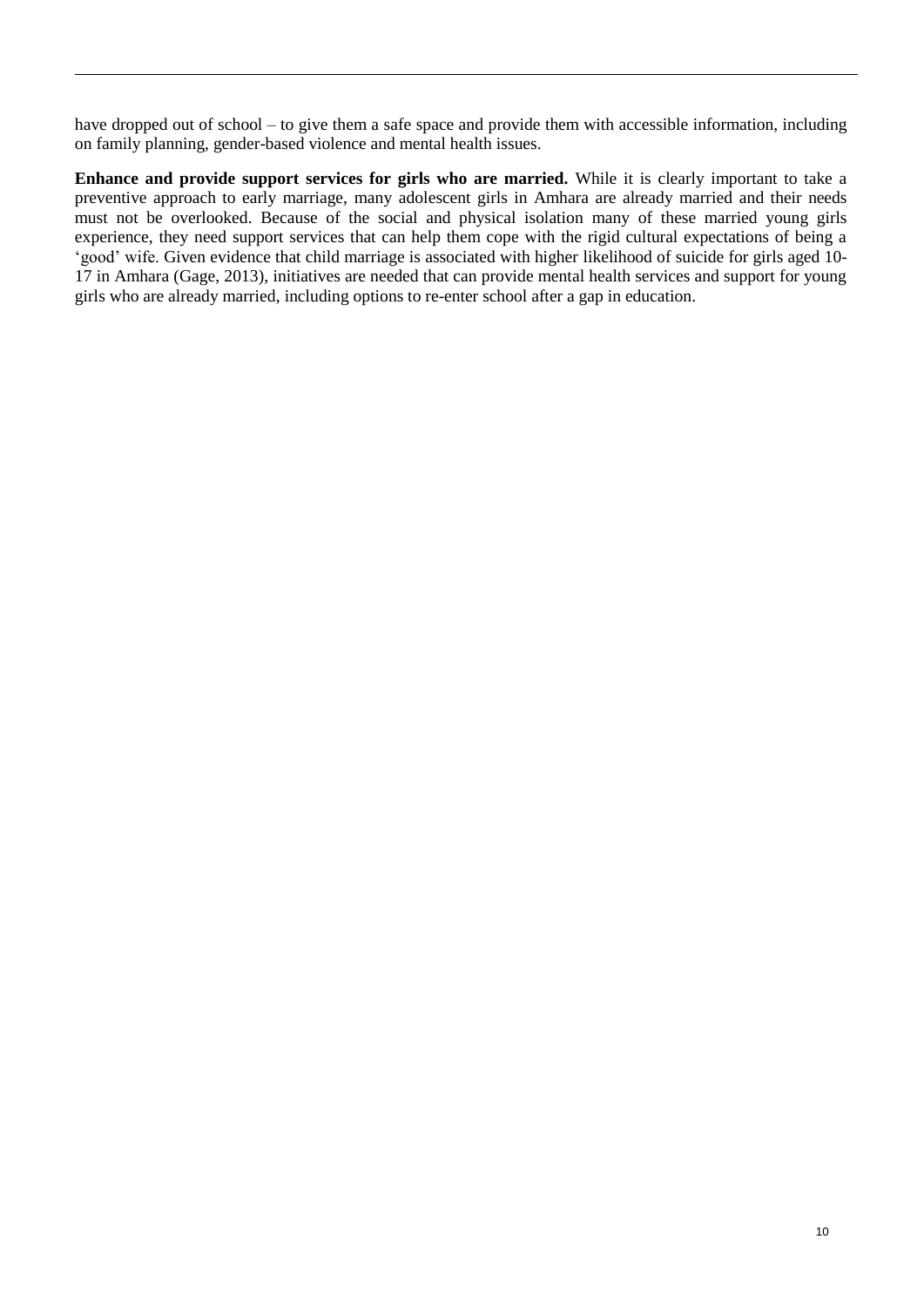have dropped out of school – to give them a safe space and provide them with accessible information, including on family planning, gender-based violence and mental health issues.

**Enhance and provide support services for girls who are married.** While it is clearly important to take a preventive approach to early marriage, many adolescent girls in Amhara are already married and their needs must not be overlooked. Because of the social and physical isolation many of these married young girls experience, they need support services that can help them cope with the rigid cultural expectations of being a 'good' wife. Given evidence that child marriage is associated with higher likelihood of suicide for girls aged 10-17 in Amhara (Gage, 2013), initiatives are needed that can provide mental health services and support for young girls who are already married, including options to re-enter school after a gap in education.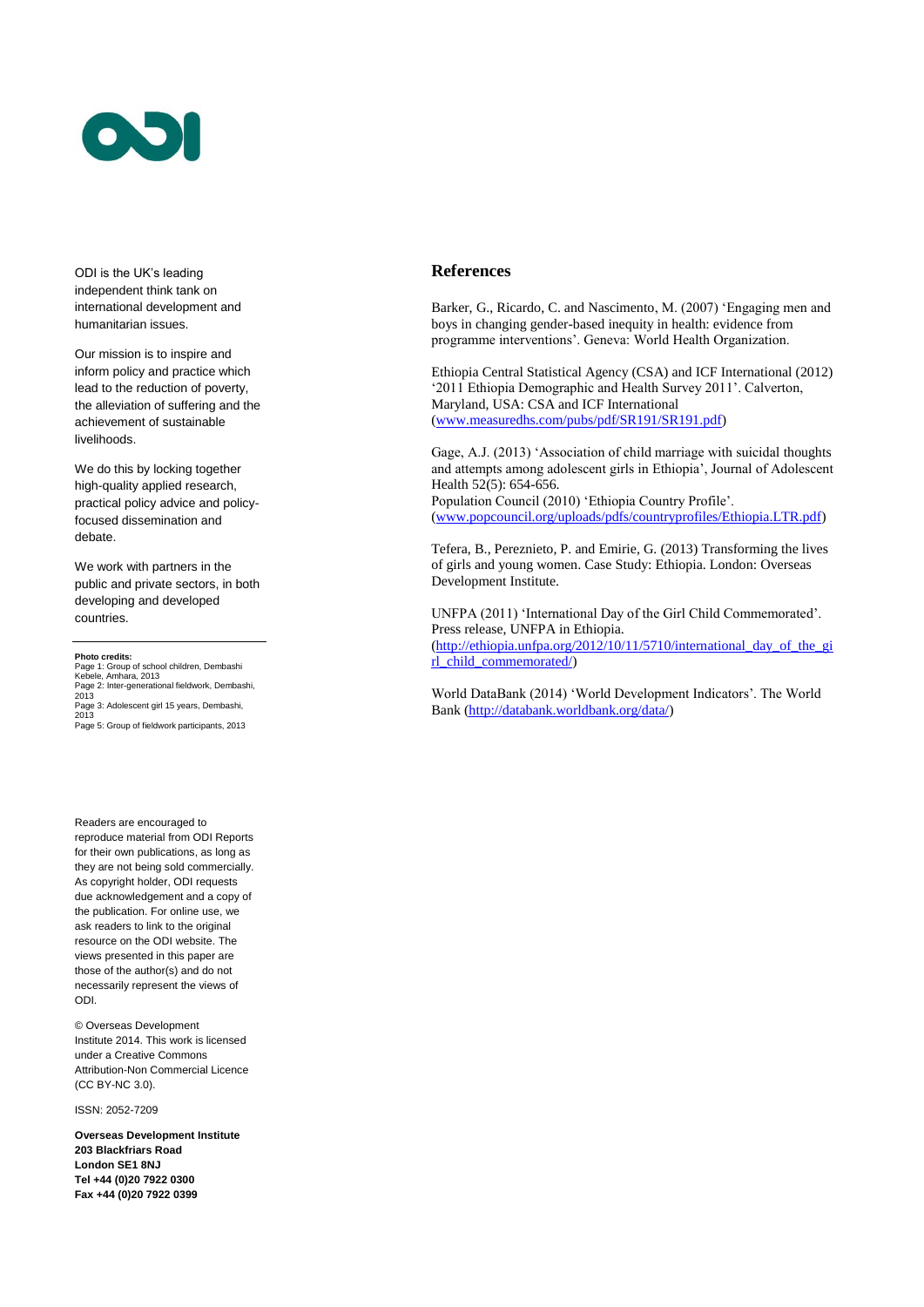ODI is the UK's leading independent think tank on international development and humanitarian issues.

Our mission is to inspire and inform policy and practice which lead to the reduction of poverty, the alleviation of suffering and the achievement of sustainable livelihoods.

We do this by locking together high-quality applied research, practical policy advice and policy-focused dissemination and debate.

We work with partners in the public and private sectors, in both developing and developed countries.

**Photo credits:**
Page 1: Group of school children, Dembashi Kebele, Amhara, 2013
Page 2: Inter-generational fieldwork, Dembashi, 2013
Page 3: Adolescent girl 15 years, Dembashi, 2013
Page 5: Group of fieldwork participants, 2013

Readers are encouraged to reproduce material from ODI Reports for their own publications, as long as they are not being sold commercially. As copyright holder, ODI requests due acknowledgement and a copy of the publication. For online use, we ask readers to link to the original resource on the ODI website. The views presented in this paper are those of the author(s) and do not necessarily represent the views of ODI.

© Overseas Development Institute 2014. This work is licensed under a Creative Commons Attribution-Non Commercial Licence (CC BY-NC 3.0).

ISSN: 2052-7209

**Overseas Development Institute**
**203 Blackfriars Road**
**London SE1 8NJ**
**Tel +44 (0)20 7922 0300**
**Fax +44 (0)20 7922 0399**

## References

Barker, G., Ricardo, C. and Nascimento, M. (2007) 'Engaging men and boys in changing gender-based inequity in health: evidence from programme interventions'. Geneva: World Health Organization.

Ethiopia Central Statistical Agency (CSA) and ICF International (2012) '2011 Ethiopia Demographic and Health Survey 2011'. Calverton, Maryland, USA: CSA and ICF International (www.measuredhs.com/pubs/pdf/SR191/SR191.pdf)

Gage, A.J. (2013) 'Association of child marriage with suicidal thoughts and attempts among adolescent girls in Ethiopia', Journal of Adolescent Health 52(5): 654-656.
Population Council (2010) 'Ethiopia Country Profile'. (www.popcouncil.org/uploads/pdfs/countryprofiles/Ethiopia.LTR.pdf)

Tefera, B., Pereznieto, P. and Emirie, G. (2013) Transforming the lives of girls and young women. Case Study: Ethiopia. London: Overseas Development Institute.

UNFPA (2011) 'International Day of the Girl Child Commemorated'. Press release, UNFPA in Ethiopia. (http://ethiopia.unfpa.org/2012/10/11/5710/international_day_of_the_girl_child_commemorated/)

World DataBank (2014) 'World Development Indicators'. The World Bank (http://databank.worldbank.org/data/)